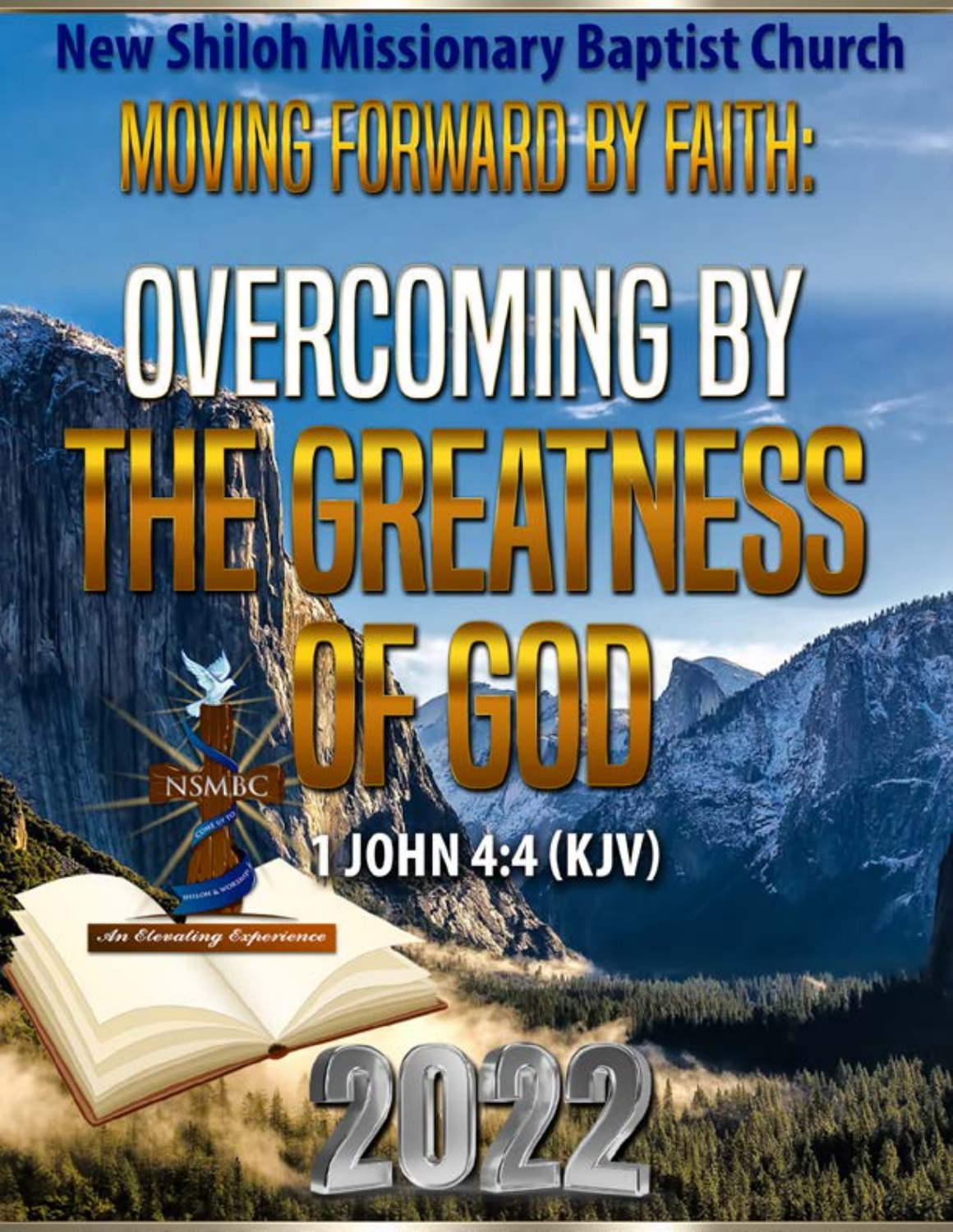# New Shiloh Missionary Baptist Church

## MOVING FORWARD BY FAITH:

# OVERCOMING BY THE GREATNESS OF GOD

1 JOHN 4:4 (KJV)

NSMBC

*An Elevating Experience*

2022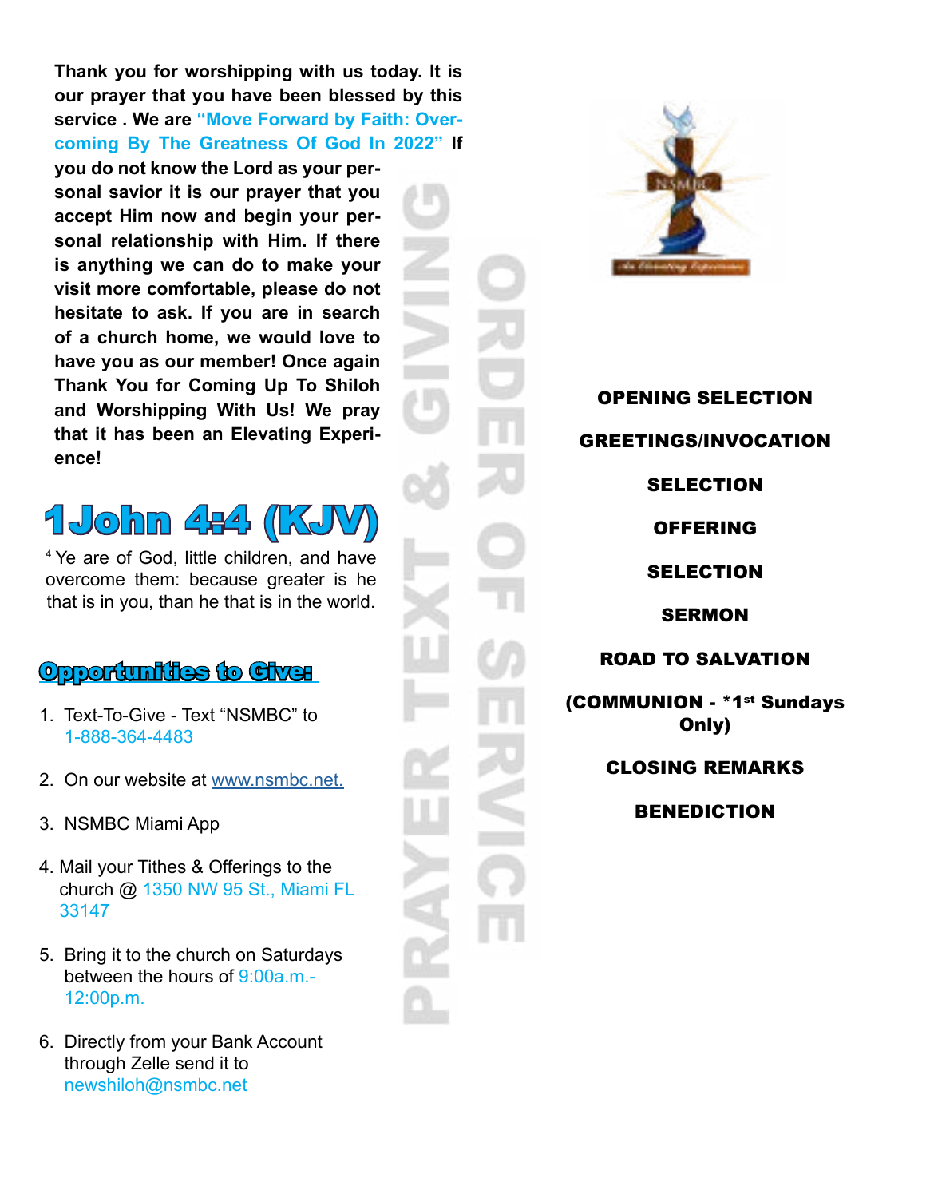**Thank you for worshipping with us today. It is our prayer that you have been blessed by this service . We are "Move Forward by Faith: Overcoming By The Greatness Of God In 2022" If you do not know the Lord as your personal savior it is our prayer that you accept Him now and begin your personal relationship with Him. If there is anything we can do to make your visit more comfortable, please do not hesitate to ask. If you are in search of a church home, we would love to have you as our member! Once again Thank You for Coming Up To Shiloh and Worshipping With Us! We pray that it has been an Elevating Experience!**

# 1John 4:4 (KJV)

[4] Ye are of God, little children, and have overcome them: because greater is he that is in you, than he that is in the world.

## Opportunities to Give:

1. Text-To-Give - Text "NSMBC" to 1-888-364-4483
2. On our website at www.nsmbc.net.
3. NSMBC Miami App
4. Mail your Tithes & Offerings to the church @ 1350 NW 95 St., Miami FL 33147
5. Bring it to the church on Saturdays between the hours of 9:00a.m.-12:00p.m.
6. Directly from your Bank Account through Zelle send it to newshiloh@nsmbc.net

PRAYER TEXT & GIVING

ORDER OF SERVICE

NSMBC

An Elevating Experience

**OPENING SELECTION**

**GREETINGS/INVOCATION**

**SELECTION**

**OFFERING**

**SELECTION**

**SERMON**

**ROAD TO SALVATION**

**(COMMUNION - *1st Sundays Only)**

**CLOSING REMARKS**

**BENEDICTION**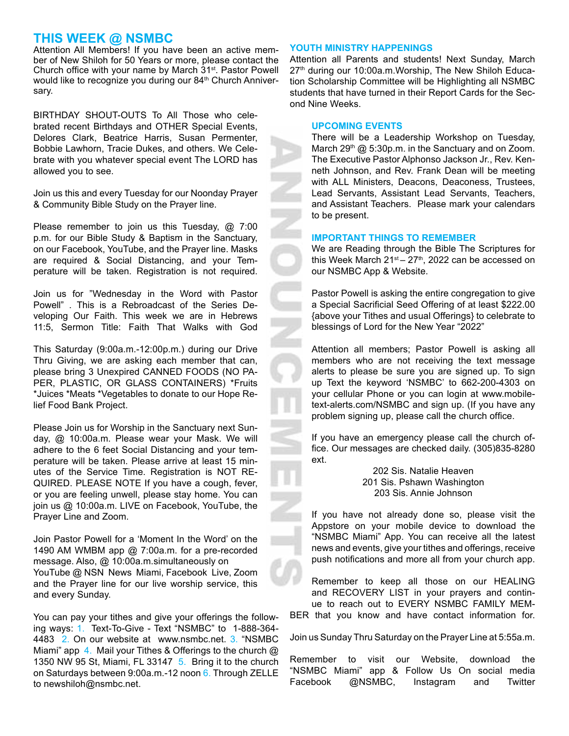## THIS WEEK @ NSMBC

Attention All Members! If you have been an active member of New Shiloh for 50 Years or more, please contact the Church office with your name by March 31st. Pastor Powell would like to recognize you during our 84th Church Anniversary.

BIRTHDAY SHOUT-OUTS To All Those who celebrated recent Birthdays and OTHER Special Events, Delores Clark, Beatrice Harris, Susan Permenter, Bobbie Lawhorn, Tracie Dukes, and others. We Celebrate with you whatever special event The LORD has allowed you to see.

Join us this and every Tuesday for our Noonday Prayer & Community Bible Study on the Prayer line.

Please remember to join us this Tuesday, @ 7:00 p.m. for our Bible Study & Baptism in the Sanctuary, on our Facebook, YouTube, and the Prayer line. Masks are required & Social Distancing, and your Temperature will be taken. Registration is not required.

Join us for "Wednesday in the Word with Pastor Powell" . This is a Rebroadcast of the Series Developing Our Faith. This week we are in Hebrews 11:5, Sermon Title: Faith That Walks with God

This Saturday (9:00a.m.-12:00p.m.) during our Drive Thru Giving, we are asking each member that can, please bring 3 Unexpired CANNED FOODS (NO PAPER, PLASTIC, OR GLASS CONTAINERS) *Fruits *Juices *Meats *Vegetables to donate to our Hope Relief Food Bank Project.

Please Join us for Worship in the Sanctuary next Sunday, @ 10:00a.m. Please wear your Mask. We will adhere to the 6 feet Social Distancing and your temperature will be taken. Please arrive at least 15 minutes of the Service Time. Registration is NOT REQUIRED. PLEASE NOTE If you have a cough, fever, or you are feeling unwell, please stay home. You can join us @ 10:00a.m. LIVE on Facebook, YouTube, the Prayer Line and Zoom.

Join Pastor Powell for a 'Moment In the Word' on the 1490 AM WMBM app @ 7:00a.m. for a pre-recorded message. Also, @ 10:00a.m.simultaneously on YouTube @ NSN News Miami, Facebook Live, Zoom and the Prayer line for our live worship service, this and every Sunday.

You can pay your tithes and give your offerings the following ways: 1. Text-To-Give - Text "NSMBC" to 1-888-364-4483 2. On our website at www.nsmbc.net. 3. "NSMBC Miami" app 4. Mail your Tithes & Offerings to the church @ 1350 NW 95 St, Miami, FL 33147 5. Bring it to the church on Saturdays between 9:00a.m.-12 noon 6. Through ZELLE to newshiloh@nsmbc.net.

ANNOUNCEMENTS

### YOUTH MINISTRY HAPPENINGS

Attention all Parents and students! Next Sunday, March 27th during our 10:00a.m.Worship, The New Shiloh Education Scholarship Committee will be Highlighting all NSMBC students that have turned in their Report Cards for the Second Nine Weeks.

### UPCOMING EVENTS

There will be a Leadership Workshop on Tuesday, March 29th @ 5:30p.m. in the Sanctuary and on Zoom. The Executive Pastor Alphonso Jackson Jr., Rev. Kenneth Johnson, and Rev. Frank Dean will be meeting with ALL Ministers, Deacons, Deaconess, Trustees, Lead Servants, Assistant Lead Servants, Teachers, and Assistant Teachers. Please mark your calendars to be present.

### IMPORTANT THINGS TO REMEMBER

We are Reading through the Bible The Scriptures for this Week March 21st – 27th, 2022 can be accessed on our NSMBC App & Website.

Pastor Powell is asking the entire congregation to give a Special Sacrificial Seed Offering of at least $222.00 {above your Tithes and usual Offerings} to celebrate to blessings of Lord for the New Year "2022"

Attention all members; Pastor Powell is asking all members who are not receiving the text message alerts to please be sure you are signed up. To sign up Text the keyword 'NSMBC' to 662-200-4303 on your cellular Phone or you can login at www.mobile-text-alerts.com/NSMBC and sign up. (If you have any problem signing up, please call the church office.

If you have an emergency please call the church office. Our messages are checked daily. (305)835-8280 ext.

202 Sis. Natalie Heaven
201 Sis. Pshawn Washington
203 Sis. Annie Johnson

If you have not already done so, please visit the Appstore on your mobile device to download the "NSMBC Miami" App. You can receive all the latest news and events, give your tithes and offerings, receive push notifications and more all from your church app.

Remember to keep all those on our HEALING and RECOVERY LIST in your prayers and continue to reach out to EVERY NSMBC FAMILY MEMBER that you know and have contact information for.

Join us Sunday Thru Saturday on the Prayer Line at 5:55a.m.

Remember to visit our Website, download the "NSMBC Miami" app & Follow Us On social media Facebook @NSMBC, Instagram and Twitter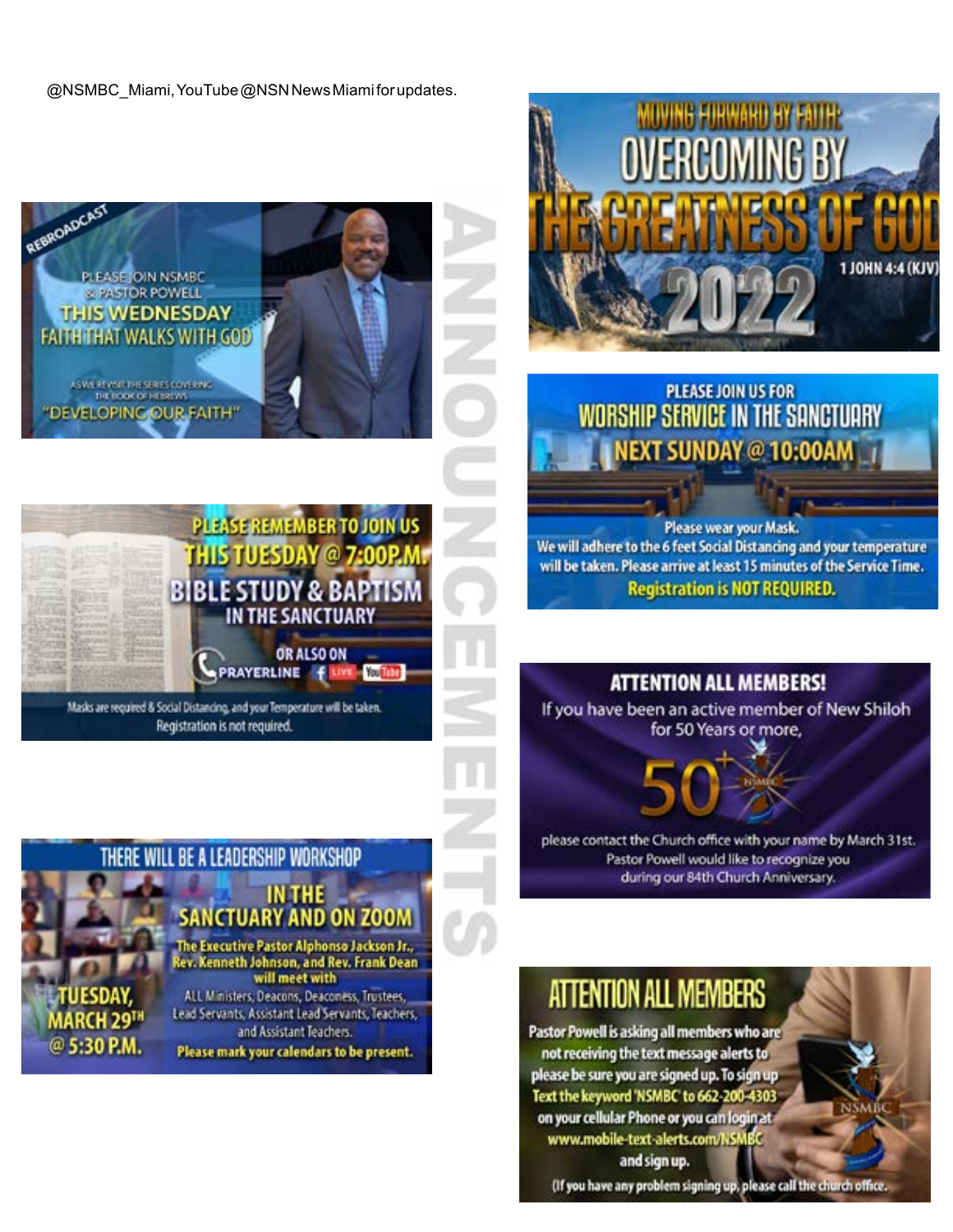@NSMBC_Miami, YouTube @NSN News Miami for updates.

# ANNOUNCEMENTS

REBROADCAST

PLEASE JOIN NSMBC & PASTOR POWELL

**THIS WEDNESDAY**

**FAITH THAT WALKS WITH GOD**

AS WE REVISIT THE SERIES COVERING THE BOOK OF HEBREWS

"DEVELOPING OUR FAITH"

---

**PLEASE REMEMBER TO JOIN US**

**THIS TUESDAY @ 7:00P.M.**

**BIBLE STUDY & BAPTISM**

**IN THE SANCTUARY**

OR ALSO ON PRAYERLINE LIVE YouTube

Masks are required & Social Distancing, and your Temperature will be taken. Registration is not required.

---

**THERE WILL BE A LEADERSHIP WORKSHOP**

**IN THE SANCTUARY AND ON ZOOM**

**TUESDAY, MARCH 29TH @ 5:30 P.M.**

The Executive Pastor Alphonso Jackson Jr., Rev. Kenneth Johnson, and Rev. Frank Dean will meet with ALL Ministers, Deacons, Deaconess, Trustees, Lead Servants, Assistant Lead Servants, Teachers, and Assistant Teachers.

**Please mark your calendars to be present.**

---

**MOVING FORWARD BY FAITH:**

**OVERCOMING BY THE GREATNESS OF GOD**

**2022**

1 JOHN 4:4 (KJV)

---

PLEASE JOIN US FOR

**WORSHIP SERVICE IN THE SANCTUARY**

**NEXT SUNDAY @ 10:00AM**

Please wear your Mask.

We will adhere to the 6 feet Social Distancing and your temperature will be taken. Please arrive at least 15 minutes of the Service Time.

**Registration is NOT REQUIRED.**

---

**ATTENTION ALL MEMBERS!**

If you have been an active member of New Shiloh for 50 Years or more,

50+

please contact the Church office with your name by March 31st. Pastor Powell would like to recognize you during our 84th Church Anniversary.

---

**ATTENTION ALL MEMBERS**

Pastor Powell is asking all members who are not receiving the text message alerts to please be sure you are signed up. To sign up Text the keyword 'NSMBC' to 662-200-4303 on your cellular Phone or you can login at www.mobile-text-alerts.com/NSMBC and sign up.

(If you have any problem signing up, please call the church office.)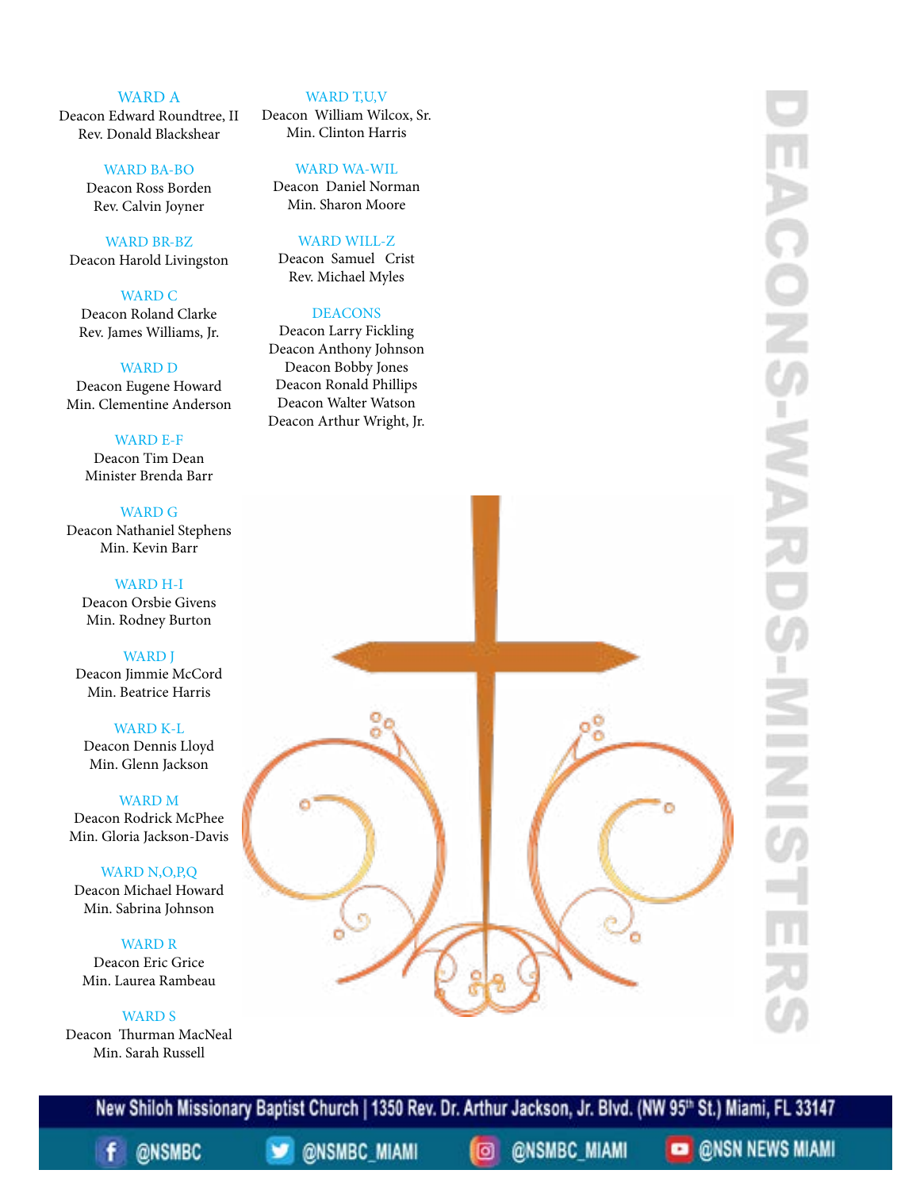# DEACONS-WARDS-MINISTERS

### WARD A
Deacon Edward Roundtree, II
Rev. Donald Blackshear

### WARD BA-BO
Deacon Ross Borden
Rev. Calvin Joyner

### WARD BR-BZ
Deacon Harold Livingston

### WARD C
Deacon Roland Clarke
Rev. James Williams, Jr.

### WARD D
Deacon Eugene Howard
Min. Clementine Anderson

### WARD E-F
Deacon Tim Dean
Minister Brenda Barr

### WARD G
Deacon Nathaniel Stephens
Min. Kevin Barr

### WARD H-I
Deacon Orsbie Givens
Min. Rodney Burton

### WARD J
Deacon Jimmie McCord
Min. Beatrice Harris

### WARD K-L
Deacon Dennis Lloyd
Min. Glenn Jackson

### WARD M
Deacon Rodrick McPhee
Min. Gloria Jackson-Davis

### WARD N,O,P,Q
Deacon Michael Howard
Min. Sabrina Johnson

### WARD R
Deacon Eric Grice
Min. Laurea Rambeau

### WARD S
Deacon Thurman MacNeal
Min. Sarah Russell

### WARD T,U,V
Deacon William Wilcox, Sr.
Min. Clinton Harris

### WARD WA-WIL
Deacon Daniel Norman
Min. Sharon Moore

### WARD WILL-Z
Deacon Samuel Crist
Rev. Michael Myles

### DEACONS
Deacon Larry Fickling
Deacon Anthony Johnson
Deacon Bobby Jones
Deacon Ronald Phillips
Deacon Walter Watson
Deacon Arthur Wright, Jr.

New Shiloh Missionary Baptist Church | 1350 Rev. Dr. Arthur Jackson, Jr. Blvd. (NW 95th St.) Miami, FL 33147

@NSMBC @NSMBC_MIAMI @NSMBC_MIAMI @NSN NEWS MIAMI